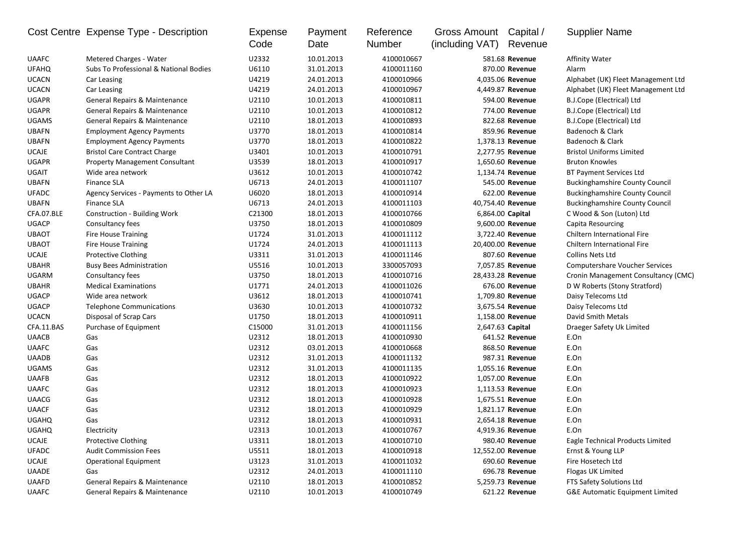| Cost Centre | Expense Type - Description | Expense Code | Payment Date | Reference Number | Gross Amount (including VAT) | Capital / Revenue | Supplier Name |
|---|---|---|---|---|---|---|---|
| UAAFC | Metered Charges - Water | U2332 | 10.01.2013 | 4100010667 | 581.68 | **Revenue** | Affinity Water |
| UFAHQ | Subs To Professional & National Bodies | U6110 | 31.01.2013 | 4100011160 | 870.00 | **Revenue** | Alarm |
| UCACN | Car Leasing | U4219 | 24.01.2013 | 4100010966 | 4,035.06 | **Revenue** | Alphabet (UK) Fleet Management Ltd |
| UCACN | Car Leasing | U4219 | 24.01.2013 | 4100010967 | 4,449.87 | **Revenue** | Alphabet (UK) Fleet Management Ltd |
| UGAPR | General Repairs & Maintenance | U2110 | 10.01.2013 | 4100010811 | 594.00 | **Revenue** | B.J.Cope (Electrical) Ltd |
| UGAPR | General Repairs & Maintenance | U2110 | 10.01.2013 | 4100010812 | 774.00 | **Revenue** | B.J.Cope (Electrical) Ltd |
| UGAMS | General Repairs & Maintenance | U2110 | 18.01.2013 | 4100010893 | 822.68 | **Revenue** | B.J.Cope (Electrical) Ltd |
| UBAFN | Employment Agency Payments | U3770 | 18.01.2013 | 4100010814 | 859.96 | **Revenue** | Badenoch & Clark |
| UBAFN | Employment Agency Payments | U3770 | 18.01.2013 | 4100010822 | 1,378.13 | **Revenue** | Badenoch & Clark |
| UCAJE | Bristol Care Contract Charge | U3401 | 10.01.2013 | 4100010791 | 2,277.95 | **Revenue** | Bristol Uniforms Limited |
| UGAPR | Property Management Consultant | U3539 | 18.01.2013 | 4100010917 | 1,650.60 | **Revenue** | Bruton Knowles |
| UGAIT | Wide area network | U3612 | 10.01.2013 | 4100010742 | 1,134.74 | **Revenue** | BT Payment Services Ltd |
| UBAFN | Finance SLA | U6713 | 24.01.2013 | 4100011107 | 545.00 | **Revenue** | Buckinghamshire County Council |
| UFADC | Agency Services - Payments to Other LA | U6020 | 18.01.2013 | 4100010914 | 622.00 | **Revenue** | Buckinghamshire County Council |
| UBAFN | Finance SLA | U6713 | 24.01.2013 | 4100011103 | 40,754.40 | **Revenue** | Buckinghamshire County Council |
| CFA.07.BLE | Construction - Building Work | C21300 | 18.01.2013 | 4100010766 | 6,864.00 | **Capital** | C Wood & Son (Luton) Ltd |
| UGACP | Consultancy fees | U3750 | 18.01.2013 | 4100010809 | 9,600.00 | **Revenue** | Capita Resourcing |
| UBAOT | Fire House Training | U1724 | 31.01.2013 | 4100011112 | 3,722.40 | **Revenue** | Chiltern International Fire |
| UBAOT | Fire House Training | U1724 | 24.01.2013 | 4100011113 | 20,400.00 | **Revenue** | Chiltern International Fire |
| UCAJE | Protective Clothing | U3311 | 31.01.2013 | 4100011146 | 807.60 | **Revenue** | Collins Nets Ltd |
| UBAHR | Busy Bees Administration | U5516 | 10.01.2013 | 3300057093 | 7,057.85 | **Revenue** | Computershare Voucher Services |
| UGARM | Consultancy fees | U3750 | 18.01.2013 | 4100010716 | 28,433.28 | **Revenue** | Cronin Management Consultancy (CMC) |
| UBAHR | Medical Examinations | U1771 | 24.01.2013 | 4100011026 | 676.00 | **Revenue** | D W Roberts (Stony Stratford) |
| UGACP | Wide area network | U3612 | 18.01.2013 | 4100010741 | 1,709.80 | **Revenue** | Daisy Telecoms Ltd |
| UGACP | Telephone Communications | U3630 | 10.01.2013 | 4100010732 | 3,675.54 | **Revenue** | Daisy Telecoms Ltd |
| UCACN | Disposal of Scrap Cars | U1750 | 18.01.2013 | 4100010911 | 1,158.00 | **Revenue** | David Smith Metals |
| CFA.11.BAS | Purchase of Equipment | C15000 | 31.01.2013 | 4100011156 | 2,647.63 | **Capital** | Draeger Safety Uk Limited |
| UAACB | Gas | U2312 | 18.01.2013 | 4100010930 | 641.52 | **Revenue** | E.On |
| UAAFC | Gas | U2312 | 03.01.2013 | 4100010668 | 868.50 | **Revenue** | E.On |
| UAADB | Gas | U2312 | 31.01.2013 | 4100011132 | 987.31 | **Revenue** | E.On |
| UGAMS | Gas | U2312 | 31.01.2013 | 4100011135 | 1,055.16 | **Revenue** | E.On |
| UAAFB | Gas | U2312 | 18.01.2013 | 4100010922 | 1,057.00 | **Revenue** | E.On |
| UAAFC | Gas | U2312 | 18.01.2013 | 4100010923 | 1,113.53 | **Revenue** | E.On |
| UAACG | Gas | U2312 | 18.01.2013 | 4100010928 | 1,675.51 | **Revenue** | E.On |
| UAACF | Gas | U2312 | 18.01.2013 | 4100010929 | 1,821.17 | **Revenue** | E.On |
| UGAHQ | Gas | U2312 | 18.01.2013 | 4100010931 | 2,654.18 | **Revenue** | E.On |
| UGAHQ | Electricity | U2313 | 10.01.2013 | 4100010767 | 4,919.36 | **Revenue** | E.On |
| UCAJE | Protective Clothing | U3311 | 18.01.2013 | 4100010710 | 980.40 | **Revenue** | Eagle Technical Products Limited |
| UFADC | Audit Commission Fees | U5511 | 18.01.2013 | 4100010918 | 12,552.00 | **Revenue** | Ernst & Young LLP |
| UCAJE | Operational Equipment | U3123 | 31.01.2013 | 4100011032 | 690.60 | **Revenue** | Fire Hosetech Ltd |
| UAADE | Gas | U2312 | 24.01.2013 | 4100011110 | 696.78 | **Revenue** | Flogas UK Limited |
| UAAFD | General Repairs & Maintenance | U2110 | 18.01.2013 | 4100010852 | 5,259.73 | **Revenue** | FTS Safety Solutions Ltd |
| UAAFC | General Repairs & Maintenance | U2110 | 10.01.2013 | 4100010749 | 621.22 | **Revenue** | G&E Automatic Equipment Limited |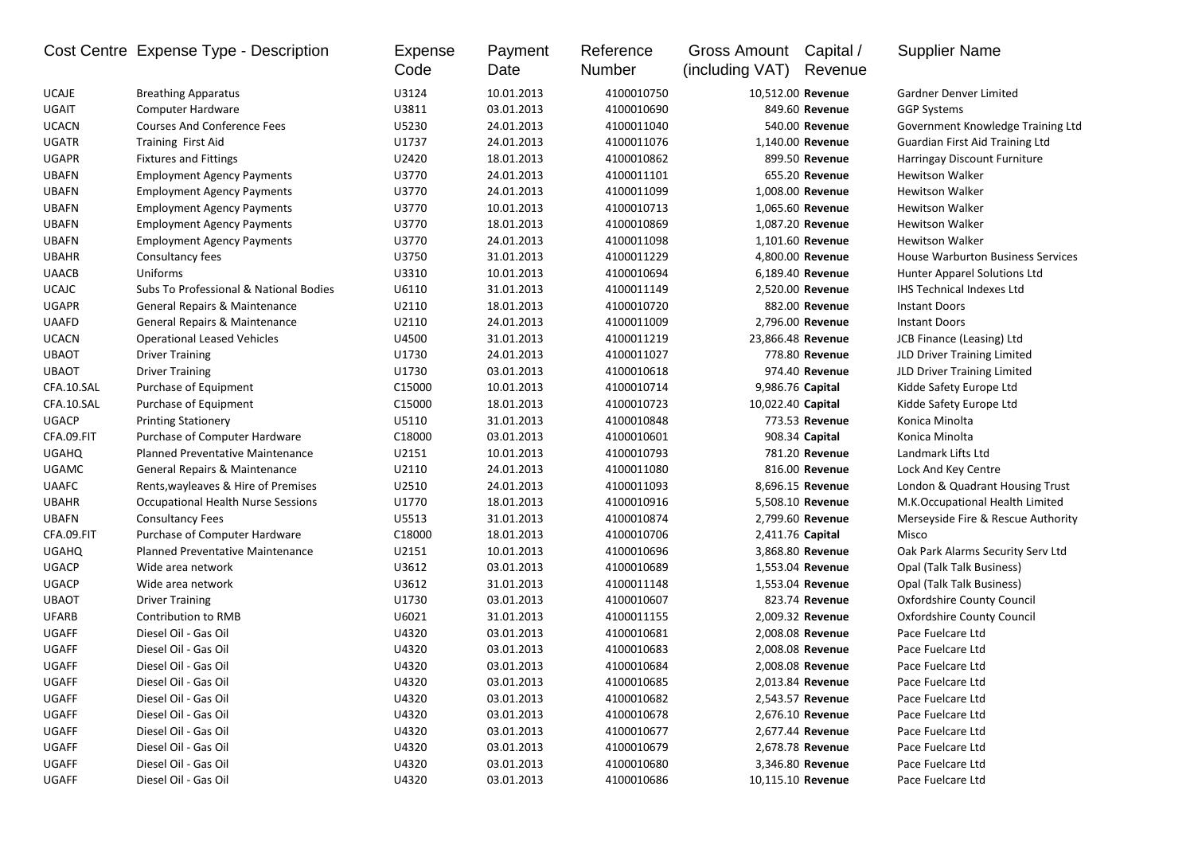| Cost Centre | Expense Type - Description | Expense Code | Payment Date | Reference Number | Gross Amount (including VAT) | Capital / Revenue | Supplier Name |
|---|---|---|---|---|---|---|---|
| UCAJE | Breathing Apparatus | U3124 | 10.01.2013 | 4100010750 | 10,512.00 | **Revenue** | Gardner Denver Limited |
| UGAIT | Computer Hardware | U3811 | 03.01.2013 | 4100010690 | 849.60 | **Revenue** | GGP Systems |
| UCACN | Courses And Conference Fees | U5230 | 24.01.2013 | 4100011040 | 540.00 | **Revenue** | Government Knowledge Training Ltd |
| UGATR | Training First Aid | U1737 | 24.01.2013 | 4100011076 | 1,140.00 | **Revenue** | Guardian First Aid Training Ltd |
| UGAPR | Fixtures and Fittings | U2420 | 18.01.2013 | 4100010862 | 899.50 | **Revenue** | Harringay Discount Furniture |
| UBAFN | Employment Agency Payments | U3770 | 24.01.2013 | 4100011101 | 655.20 | **Revenue** | Hewitson Walker |
| UBAFN | Employment Agency Payments | U3770 | 24.01.2013 | 4100011099 | 1,008.00 | **Revenue** | Hewitson Walker |
| UBAFN | Employment Agency Payments | U3770 | 10.01.2013 | 4100010713 | 1,065.60 | **Revenue** | Hewitson Walker |
| UBAFN | Employment Agency Payments | U3770 | 18.01.2013 | 4100010869 | 1,087.20 | **Revenue** | Hewitson Walker |
| UBAFN | Employment Agency Payments | U3770 | 24.01.2013 | 4100011098 | 1,101.60 | **Revenue** | Hewitson Walker |
| UBAHR | Consultancy fees | U3750 | 31.01.2013 | 4100011229 | 4,800.00 | **Revenue** | House Warburton Business Services |
| UAACB | Uniforms | U3310 | 10.01.2013 | 4100010694 | 6,189.40 | **Revenue** | Hunter Apparel Solutions Ltd |
| UCAJC | Subs To Professional & National Bodies | U6110 | 31.01.2013 | 4100011149 | 2,520.00 | **Revenue** | IHS Technical Indexes Ltd |
| UGAPR | General Repairs & Maintenance | U2110 | 18.01.2013 | 4100010720 | 882.00 | **Revenue** | Instant Doors |
| UAAFD | General Repairs & Maintenance | U2110 | 24.01.2013 | 4100011009 | 2,796.00 | **Revenue** | Instant Doors |
| UCACN | Operational Leased Vehicles | U4500 | 31.01.2013 | 4100011219 | 23,866.48 | **Revenue** | JCB Finance (Leasing) Ltd |
| UBAOT | Driver Training | U1730 | 24.01.2013 | 4100011027 | 778.80 | **Revenue** | JLD Driver Training Limited |
| UBAOT | Driver Training | U1730 | 03.01.2013 | 4100010618 | 974.40 | **Revenue** | JLD Driver Training Limited |
| CFA.10.SAL | Purchase of Equipment | C15000 | 10.01.2013 | 4100010714 | 9,986.76 | **Capital** | Kidde Safety Europe Ltd |
| CFA.10.SAL | Purchase of Equipment | C15000 | 18.01.2013 | 4100010723 | 10,022.40 | **Capital** | Kidde Safety Europe Ltd |
| UGACP | Printing Stationery | U5110 | 31.01.2013 | 4100010848 | 773.53 | **Revenue** | Konica Minolta |
| CFA.09.FIT | Purchase of Computer Hardware | C18000 | 03.01.2013 | 4100010601 | 908.34 | **Capital** | Konica Minolta |
| UGAHQ | Planned Preventative Maintenance | U2151 | 10.01.2013 | 4100010793 | 781.20 | **Revenue** | Landmark Lifts Ltd |
| UGAMC | General Repairs & Maintenance | U2110 | 24.01.2013 | 4100011080 | 816.00 | **Revenue** | Lock And Key Centre |
| UAAFC | Rents,wayleaves & Hire of Premises | U2510 | 24.01.2013 | 4100011093 | 8,696.15 | **Revenue** | London & Quadrant Housing Trust |
| UBAHR | Occupational Health Nurse Sessions | U1770 | 18.01.2013 | 4100010916 | 5,508.10 | **Revenue** | M.K.Occupational Health Limited |
| UBAFN | Consultancy Fees | U5513 | 31.01.2013 | 4100010874 | 2,799.60 | **Revenue** | Merseyside Fire & Rescue Authority |
| CFA.09.FIT | Purchase of Computer Hardware | C18000 | 18.01.2013 | 4100010706 | 2,411.76 | **Capital** | Misco |
| UGAHQ | Planned Preventative Maintenance | U2151 | 10.01.2013 | 4100010696 | 3,868.80 | **Revenue** | Oak Park Alarms Security Serv Ltd |
| UGACP | Wide area network | U3612 | 03.01.2013 | 4100010689 | 1,553.04 | **Revenue** | Opal (Talk Talk Business) |
| UGACP | Wide area network | U3612 | 31.01.2013 | 4100011148 | 1,553.04 | **Revenue** | Opal (Talk Talk Business) |
| UBAOT | Driver Training | U1730 | 03.01.2013 | 4100010607 | 823.74 | **Revenue** | Oxfordshire County Council |
| UFARB | Contribution to RMB | U6021 | 31.01.2013 | 4100011155 | 2,009.32 | **Revenue** | Oxfordshire County Council |
| UGAFF | Diesel Oil - Gas Oil | U4320 | 03.01.2013 | 4100010681 | 2,008.08 | **Revenue** | Pace Fuelcare Ltd |
| UGAFF | Diesel Oil - Gas Oil | U4320 | 03.01.2013 | 4100010683 | 2,008.08 | **Revenue** | Pace Fuelcare Ltd |
| UGAFF | Diesel Oil - Gas Oil | U4320 | 03.01.2013 | 4100010684 | 2,008.08 | **Revenue** | Pace Fuelcare Ltd |
| UGAFF | Diesel Oil - Gas Oil | U4320 | 03.01.2013 | 4100010685 | 2,013.84 | **Revenue** | Pace Fuelcare Ltd |
| UGAFF | Diesel Oil - Gas Oil | U4320 | 03.01.2013 | 4100010682 | 2,543.57 | **Revenue** | Pace Fuelcare Ltd |
| UGAFF | Diesel Oil - Gas Oil | U4320 | 03.01.2013 | 4100010678 | 2,676.10 | **Revenue** | Pace Fuelcare Ltd |
| UGAFF | Diesel Oil - Gas Oil | U4320 | 03.01.2013 | 4100010677 | 2,677.44 | **Revenue** | Pace Fuelcare Ltd |
| UGAFF | Diesel Oil - Gas Oil | U4320 | 03.01.2013 | 4100010679 | 2,678.78 | **Revenue** | Pace Fuelcare Ltd |
| UGAFF | Diesel Oil - Gas Oil | U4320 | 03.01.2013 | 4100010680 | 3,346.80 | **Revenue** | Pace Fuelcare Ltd |
| UGAFF | Diesel Oil - Gas Oil | U4320 | 03.01.2013 | 4100010686 | 10,115.10 | **Revenue** | Pace Fuelcare Ltd |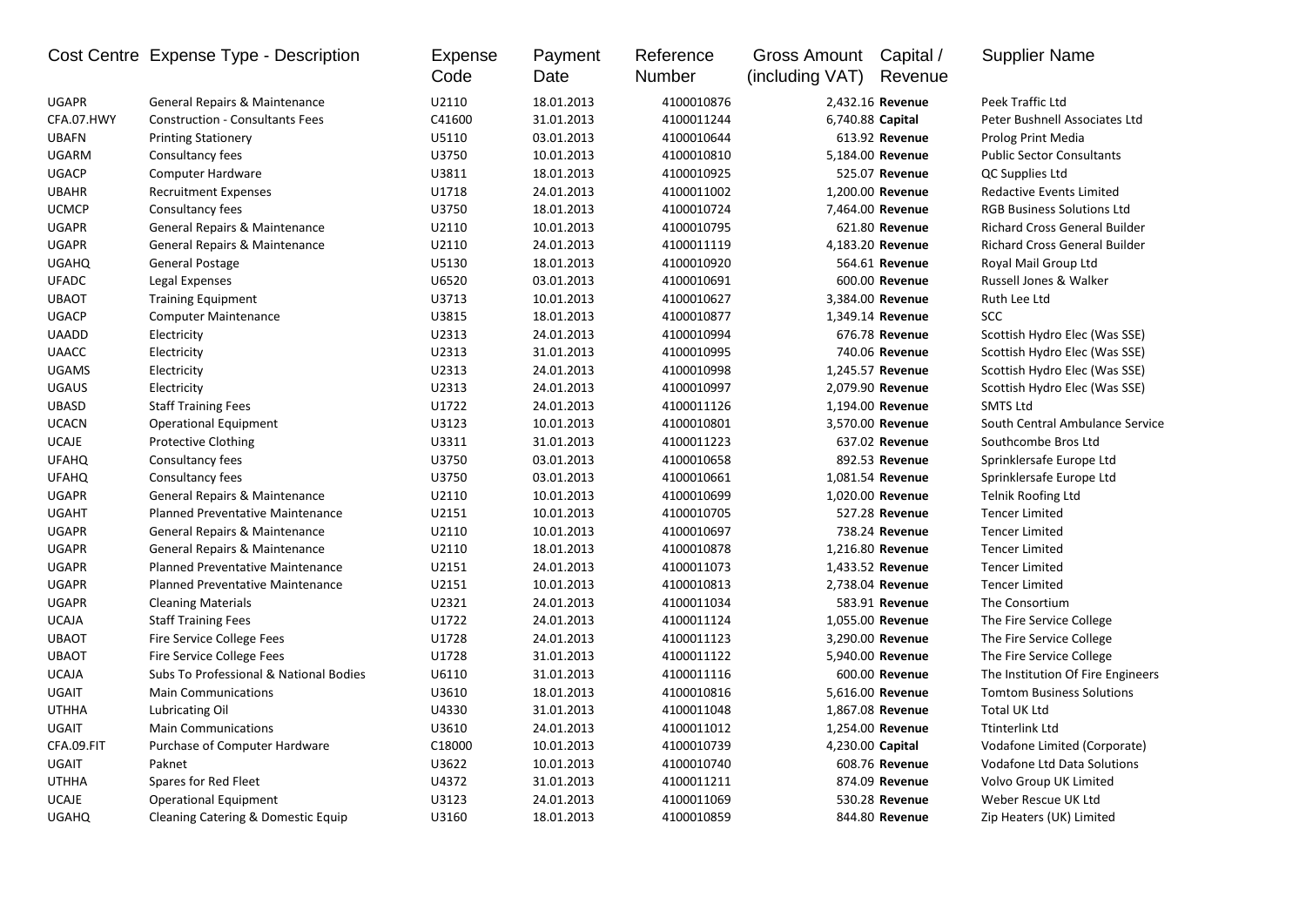| Cost Centre | Expense Type - Description | Expense Code | Payment Date | Reference Number | Gross Amount (including VAT) | Capital / Revenue | Supplier Name |
|---|---|---|---|---|---|---|---|
| UGAPR | General Repairs & Maintenance | U2110 | 18.01.2013 | 4100010876 | 2,432.16 | **Revenue** | Peek Traffic Ltd |
| CFA.07.HWY | Construction - Consultants Fees | C41600 | 31.01.2013 | 4100011244 | 6,740.88 | **Capital** | Peter Bushnell Associates Ltd |
| UBAFN | Printing Stationery | U5110 | 03.01.2013 | 4100010644 | 613.92 | **Revenue** | Prolog Print Media |
| UGARM | Consultancy fees | U3750 | 10.01.2013 | 4100010810 | 5,184.00 | **Revenue** | Public Sector Consultants |
| UGACP | Computer Hardware | U3811 | 18.01.2013 | 4100010925 | 525.07 | **Revenue** | QC Supplies Ltd |
| UBAHR | Recruitment Expenses | U1718 | 24.01.2013 | 4100011002 | 1,200.00 | **Revenue** | Redactive Events Limited |
| UCMCP | Consultancy fees | U3750 | 18.01.2013 | 4100010724 | 7,464.00 | **Revenue** | RGB Business Solutions Ltd |
| UGAPR | General Repairs & Maintenance | U2110 | 10.01.2013 | 4100010795 | 621.80 | **Revenue** | Richard Cross General Builder |
| UGAPR | General Repairs & Maintenance | U2110 | 24.01.2013 | 4100011119 | 4,183.20 | **Revenue** | Richard Cross General Builder |
| UGAHQ | General Postage | U5130 | 18.01.2013 | 4100010920 | 564.61 | **Revenue** | Royal Mail Group Ltd |
| UFADC | Legal Expenses | U6520 | 03.01.2013 | 4100010691 | 600.00 | **Revenue** | Russell Jones & Walker |
| UBAOT | Training Equipment | U3713 | 10.01.2013 | 4100010627 | 3,384.00 | **Revenue** | Ruth Lee Ltd |
| UGACP | Computer Maintenance | U3815 | 18.01.2013 | 4100010877 | 1,349.14 | **Revenue** | SCC |
| UAADD | Electricity | U2313 | 24.01.2013 | 4100010994 | 676.78 | **Revenue** | Scottish Hydro Elec (Was SSE) |
| UAACC | Electricity | U2313 | 31.01.2013 | 4100010995 | 740.06 | **Revenue** | Scottish Hydro Elec (Was SSE) |
| UGAMS | Electricity | U2313 | 24.01.2013 | 4100010998 | 1,245.57 | **Revenue** | Scottish Hydro Elec (Was SSE) |
| UGAUS | Electricity | U2313 | 24.01.2013 | 4100010997 | 2,079.90 | **Revenue** | Scottish Hydro Elec (Was SSE) |
| UBASD | Staff Training Fees | U1722 | 24.01.2013 | 4100011126 | 1,194.00 | **Revenue** | SMTS Ltd |
| UCACN | Operational Equipment | U3123 | 10.01.2013 | 4100010801 | 3,570.00 | **Revenue** | South Central Ambulance Service |
| UCAJE | Protective Clothing | U3311 | 31.01.2013 | 4100011223 | 637.02 | **Revenue** | Southcombe Bros Ltd |
| UFAHQ | Consultancy fees | U3750 | 03.01.2013 | 4100010658 | 892.53 | **Revenue** | Sprinklersafe Europe Ltd |
| UFAHQ | Consultancy fees | U3750 | 03.01.2013 | 4100010661 | 1,081.54 | **Revenue** | Sprinklersafe Europe Ltd |
| UGAPR | General Repairs & Maintenance | U2110 | 10.01.2013 | 4100010699 | 1,020.00 | **Revenue** | Telnik Roofing Ltd |
| UGAHT | Planned Preventative Maintenance | U2151 | 10.01.2013 | 4100010705 | 527.28 | **Revenue** | Tencer Limited |
| UGAPR | General Repairs & Maintenance | U2110 | 10.01.2013 | 4100010697 | 738.24 | **Revenue** | Tencer Limited |
| UGAPR | General Repairs & Maintenance | U2110 | 18.01.2013 | 4100010878 | 1,216.80 | **Revenue** | Tencer Limited |
| UGAPR | Planned Preventative Maintenance | U2151 | 24.01.2013 | 4100011073 | 1,433.52 | **Revenue** | Tencer Limited |
| UGAPR | Planned Preventative Maintenance | U2151 | 10.01.2013 | 4100010813 | 2,738.04 | **Revenue** | Tencer Limited |
| UGAPR | Cleaning Materials | U2321 | 24.01.2013 | 4100011034 | 583.91 | **Revenue** | The Consortium |
| UCAJA | Staff Training Fees | U1722 | 24.01.2013 | 4100011124 | 1,055.00 | **Revenue** | The Fire Service College |
| UBAOT | Fire Service College Fees | U1728 | 24.01.2013 | 4100011123 | 3,290.00 | **Revenue** | The Fire Service College |
| UBAOT | Fire Service College Fees | U1728 | 31.01.2013 | 4100011122 | 5,940.00 | **Revenue** | The Fire Service College |
| UCAJA | Subs To Professional & National Bodies | U6110 | 31.01.2013 | 4100011116 | 600.00 | **Revenue** | The Institution Of Fire Engineers |
| UGAIT | Main Communications | U3610 | 18.01.2013 | 4100010816 | 5,616.00 | **Revenue** | Tomtom Business Solutions |
| UTHHA | Lubricating Oil | U4330 | 31.01.2013 | 4100011048 | 1,867.08 | **Revenue** | Total UK Ltd |
| UGAIT | Main Communications | U3610 | 24.01.2013 | 4100011012 | 1,254.00 | **Revenue** | Ttinterlink Ltd |
| CFA.09.FIT | Purchase of Computer Hardware | C18000 | 10.01.2013 | 4100010739 | 4,230.00 | **Capital** | Vodafone Limited (Corporate) |
| UGAIT | Paknet | U3622 | 10.01.2013 | 4100010740 | 608.76 | **Revenue** | Vodafone Ltd Data Solutions |
| UTHHA | Spares for Red Fleet | U4372 | 31.01.2013 | 4100011211 | 874.09 | **Revenue** | Volvo Group UK Limited |
| UCAJE | Operational Equipment | U3123 | 24.01.2013 | 4100011069 | 530.28 | **Revenue** | Weber Rescue UK Ltd |
| UGAHQ | Cleaning Catering & Domestic Equip | U3160 | 18.01.2013 | 4100010859 | 844.80 | **Revenue** | Zip Heaters (UK) Limited |